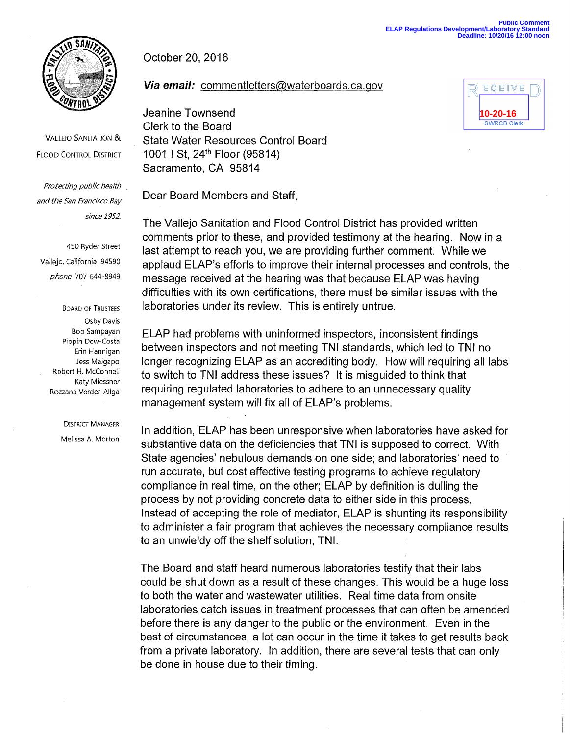Public Comment
ELAP Regulations Development/Laboratory Standard
Deadline: 10/20/16 12:00 noon

VALLEJO SANITATION & FLOOD CONTROL DISTRICT

*Protecting public health and the San Francisco Bay since 1952.*

450 Ryder Street
Vallejo, California 94590
*phone* 707-644-8949

BOARD OF TRUSTEES
Osby Davis
Bob Sampayan
Pippin Dew-Costa
Erin Hannigan
Jess Malgapo
Robert H. McConnell
Katy Miessner
Rozzana Verder-Aliga

DISTRICT MANAGER
Melissa A. Morton

RECEIVED
10-20-16
SWRCB Clerk

October 20, 2016

***Via email:*** commentletters@waterboards.ca.gov

Jeanine Townsend
Clerk to the Board
State Water Resources Control Board
1001 I St, 24th Floor (95814)
Sacramento, CA 95814

Dear Board Members and Staff,

The Vallejo Sanitation and Flood Control District has provided written comments prior to these, and provided testimony at the hearing. Now in a last attempt to reach you, we are providing further comment. While we applaud ELAP's efforts to improve their internal processes and controls, the message received at the hearing was that because ELAP was having difficulties with its own certifications, there must be similar issues with the laboratories under its review. This is entirely untrue.

ELAP had problems with uninformed inspectors, inconsistent findings between inspectors and not meeting TNI standards, which led to TNI no longer recognizing ELAP as an accrediting body. How will requiring all labs to switch to TNI address these issues? It is misguided to think that requiring regulated laboratories to adhere to an unnecessary quality management system will fix all of ELAP's problems.

In addition, ELAP has been unresponsive when laboratories have asked for substantive data on the deficiencies that TNI is supposed to correct. With State agencies' nebulous demands on one side; and laboratories' need to run accurate, but cost effective testing programs to achieve regulatory compliance in real time, on the other; ELAP by definition is dulling the process by not providing concrete data to either side in this process. Instead of accepting the role of mediator, ELAP is shunting its responsibility to administer a fair program that achieves the necessary compliance results to an unwieldy off the shelf solution, TNI.

The Board and staff heard numerous laboratories testify that their labs could be shut down as a result of these changes. This would be a huge loss to both the water and wastewater utilities. Real time data from onsite laboratories catch issues in treatment processes that can often be amended before there is any danger to the public or the environment. Even in the best of circumstances, a lot can occur in the time it takes to get results back from a private laboratory. In addition, there are several tests that can only be done in house due to their timing.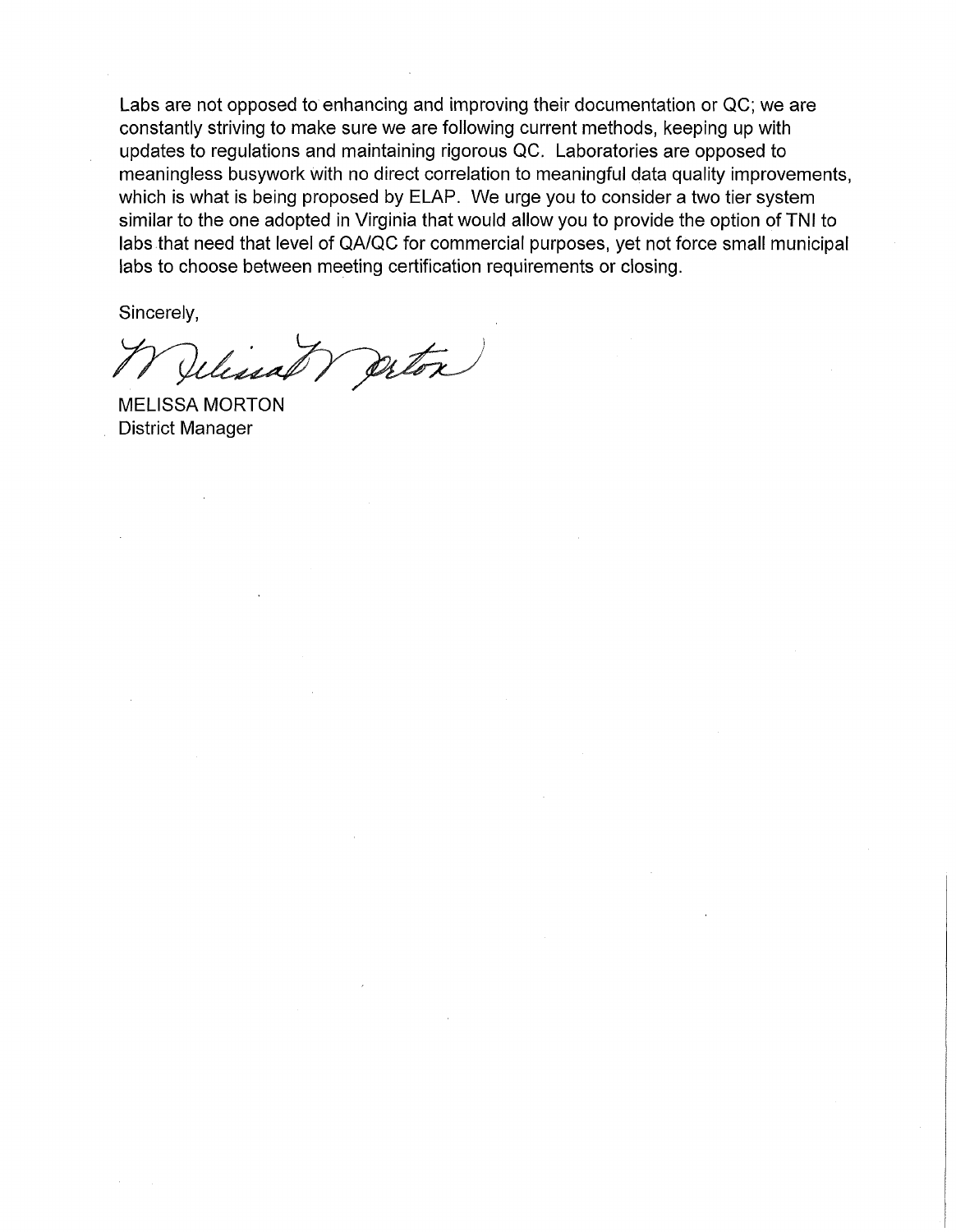Labs are not opposed to enhancing and improving their documentation or QC; we are constantly striving to make sure we are following current methods, keeping up with updates to regulations and maintaining rigorous QC. Laboratories are opposed to meaningless busywork with no direct correlation to meaningful data quality improvements, which is what is being proposed by ELAP. We urge you to consider a two tier system similar to the one adopted in Virginia that would allow you to provide the option of TNI to labs that need that level of QA/QC for commercial purposes, yet not force small municipal labs to choose between meeting certification requirements or closing.

Sincerely,

Melissa Morton

MELISSA MORTON
District Manager